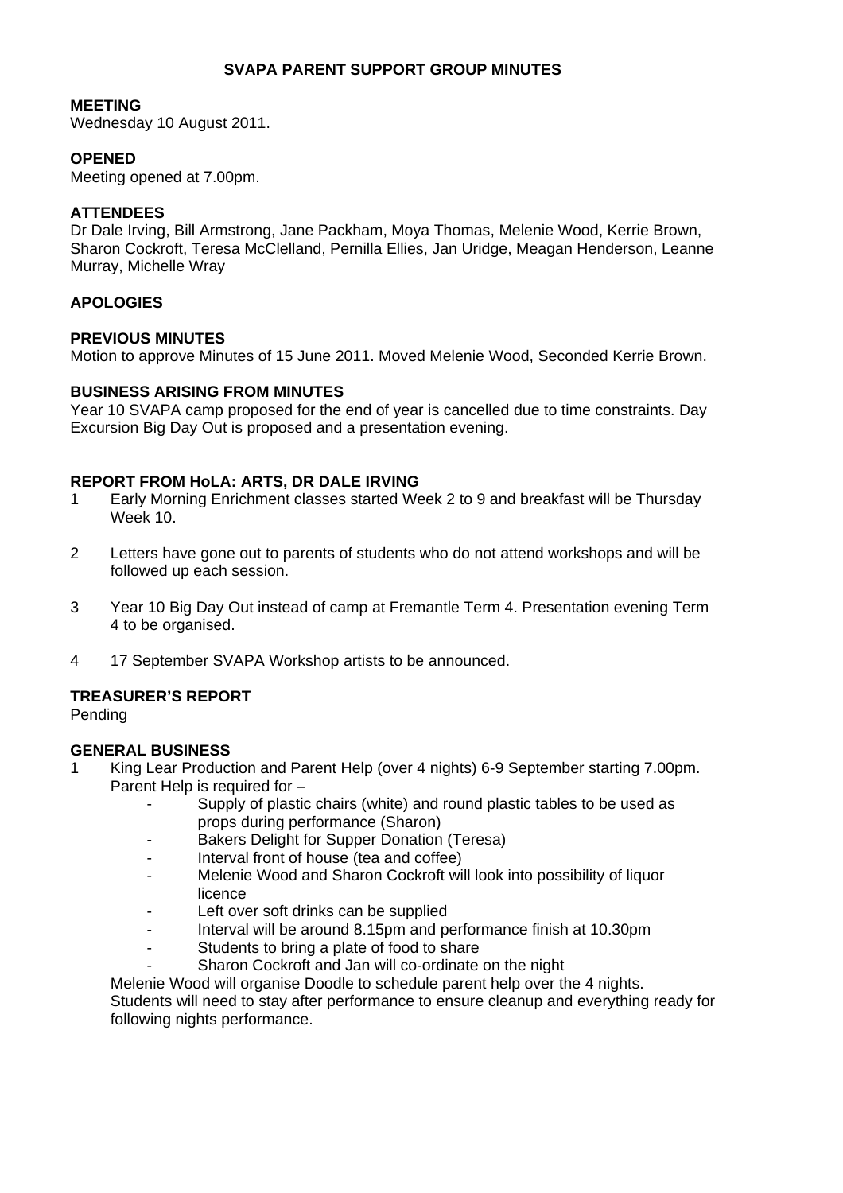# SVAPA PARENT SUPPORT GROUP MINUTES

**MEETING**
Wednesday 10 August 2011.

**OPENED**
Meeting opened at 7.00pm.

**ATTENDEES**
Dr Dale Irving, Bill Armstrong, Jane Packham, Moya Thomas, Melenie Wood, Kerrie Brown, Sharon Cockroft, Teresa McClelland, Pernilla Ellies, Jan Uridge, Meagan Henderson, Leanne Murray, Michelle Wray

**APOLOGIES**

**PREVIOUS MINUTES**
Motion to approve Minutes of 15 June 2011. Moved Melenie Wood, Seconded Kerrie Brown.

**BUSINESS ARISING FROM MINUTES**
Year 10 SVAPA camp proposed for the end of year is cancelled due to time constraints. Day Excursion Big Day Out is proposed and a presentation evening.

**REPORT FROM HoLA: ARTS, DR DALE IRVING**

1. Early Morning Enrichment classes started Week 2 to 9 and breakfast will be Thursday Week 10.
2. Letters have gone out to parents of students who do not attend workshops and will be followed up each session.
3. Year 10 Big Day Out instead of camp at Fremantle Term 4. Presentation evening Term 4 to be organised.
4. 17 September SVAPA Workshop artists to be announced.

**TREASURER'S REPORT**
Pending

**GENERAL BUSINESS**

1. King Lear Production and Parent Help (over 4 nights) 6-9 September starting 7.00pm. Parent Help is required for –
   - Supply of plastic chairs (white) and round plastic tables to be used as props during performance (Sharon)
   - Bakers Delight for Supper Donation (Teresa)
   - Interval front of house (tea and coffee)
   - Melenie Wood and Sharon Cockroft will look into possibility of liquor licence
   - Left over soft drinks can be supplied
   - Interval will be around 8.15pm and performance finish at 10.30pm
   - Students to bring a plate of food to share
   - Sharon Cockroft and Jan will co-ordinate on the night

   Melenie Wood will organise Doodle to schedule parent help over the 4 nights.
   Students will need to stay after performance to ensure cleanup and everything ready for following nights performance.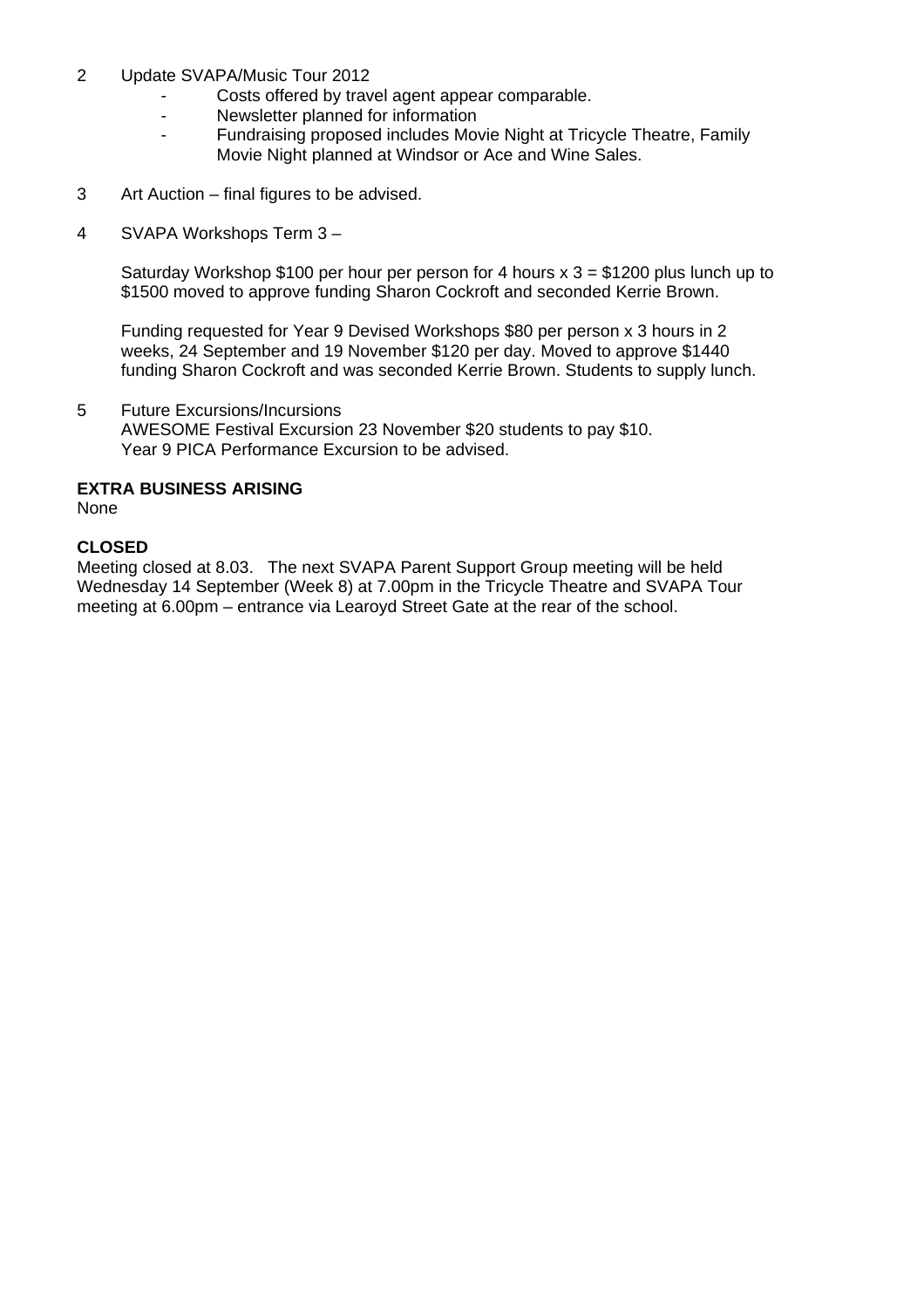2 Update SVAPA/Music Tour 2012
   - Costs offered by travel agent appear comparable.
   - Newsletter planned for information
   - Fundraising proposed includes Movie Night at Tricycle Theatre, Family Movie Night planned at Windsor or Ace and Wine Sales.

3 Art Auction – final figures to be advised.

4 SVAPA Workshops Term 3 –

   Saturday Workshop $100 per hour per person for 4 hours x 3 = $1200 plus lunch up to $1500 moved to approve funding Sharon Cockroft and seconded Kerrie Brown.

   Funding requested for Year 9 Devised Workshops $80 per person x 3 hours in 2 weeks, 24 September and 19 November $120 per day. Moved to approve $1440 funding Sharon Cockroft and was seconded Kerrie Brown. Students to supply lunch.

5 Future Excursions/Incursions
   AWESOME Festival Excursion 23 November $20 students to pay $10.
   Year 9 PICA Performance Excursion to be advised.

**EXTRA BUSINESS ARISING**
None

**CLOSED**
Meeting closed at 8.03. The next SVAPA Parent Support Group meeting will be held Wednesday 14 September (Week 8) at 7.00pm in the Tricycle Theatre and SVAPA Tour meeting at 6.00pm – entrance via Learoyd Street Gate at the rear of the school.